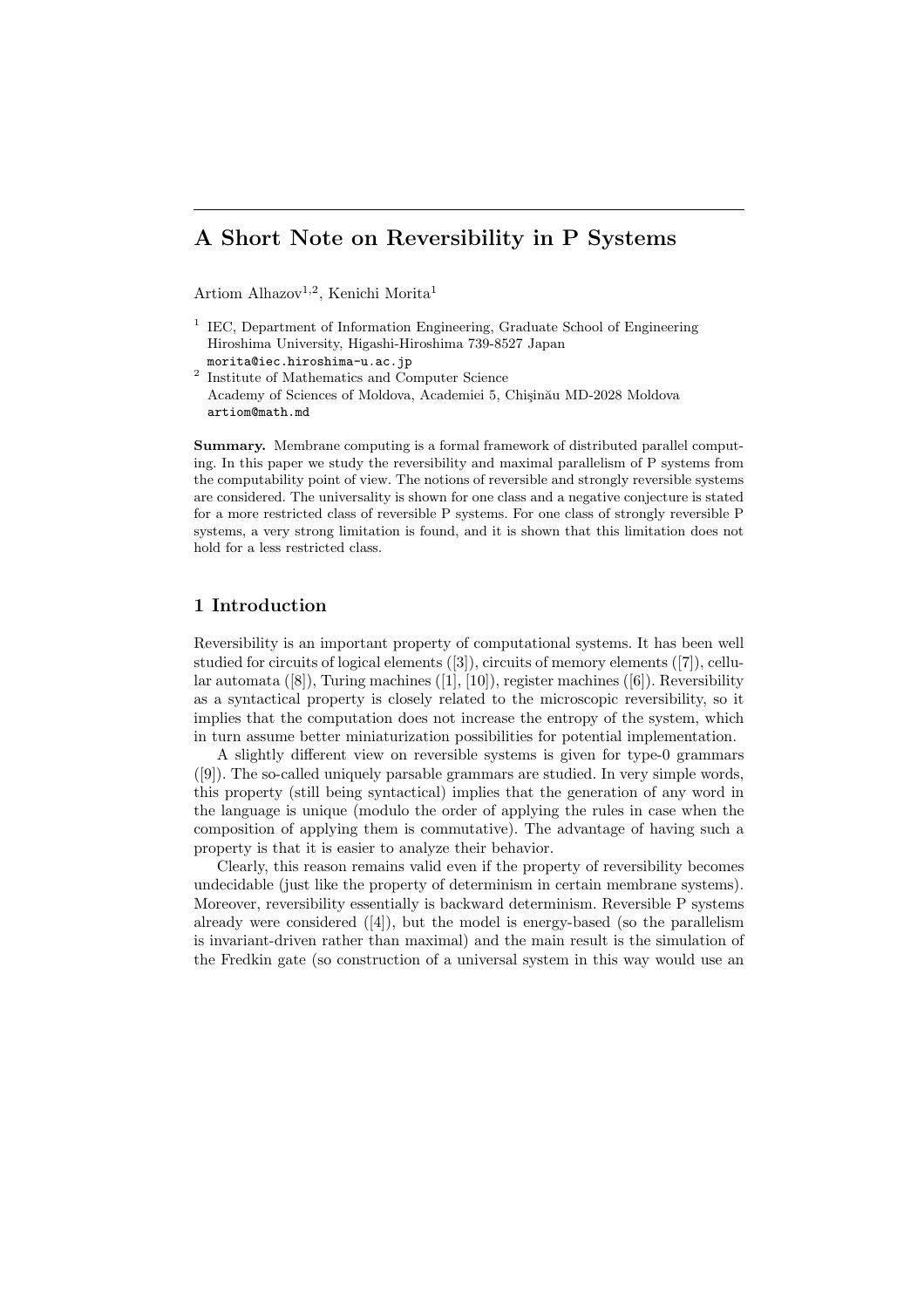# A Short Note on Reversibility in P Systems

Artiom Alhazov[1,2], Kenichi Morita[1]

[1] IEC, Department of Information Engineering, Graduate School of Engineering Hiroshima University, Higashi-Hiroshima 739-8527 Japan
morita@iec.hiroshima-u.ac.jp

[2] Institute of Mathematics and Computer Science
Academy of Sciences of Moldova, Academiei 5, Chişinău MD-2028 Moldova
artiom@math.md

**Summary.** Membrane computing is a formal framework of distributed parallel computing. In this paper we study the reversibility and maximal parallelism of P systems from the computability point of view. The notions of reversible and strongly reversible systems are considered. The universality is shown for one class and a negative conjecture is stated for a more restricted class of reversible P systems. For one class of strongly reversible P systems, a very strong limitation is found, and it is shown that this limitation does not hold for a less restricted class.

## 1 Introduction

Reversibility is an important property of computational systems. It has been well studied for circuits of logical elements ([3]), circuits of memory elements ([7]), cellular automata ([8]), Turing machines ([1], [10]), register machines ([6]). Reversibility as a syntactical property is closely related to the microscopic reversibility, so it implies that the computation does not increase the entropy of the system, which in turn assume better miniaturization possibilities for potential implementation.

A slightly different view on reversible systems is given for type-0 grammars ([9]). The so-called uniquely parsable grammars are studied. In very simple words, this property (still being syntactical) implies that the generation of any word in the language is unique (modulo the order of applying the rules in case when the composition of applying them is commutative). The advantage of having such a property is that it is easier to analyze their behavior.

Clearly, this reason remains valid even if the property of reversibility becomes undecidable (just like the property of determinism in certain membrane systems). Moreover, reversibility essentially is backward determinism. Reversible P systems already were considered ([4]), but the model is energy-based (so the parallelism is invariant-driven rather than maximal) and the main result is the simulation of the Fredkin gate (so construction of a universal system in this way would use an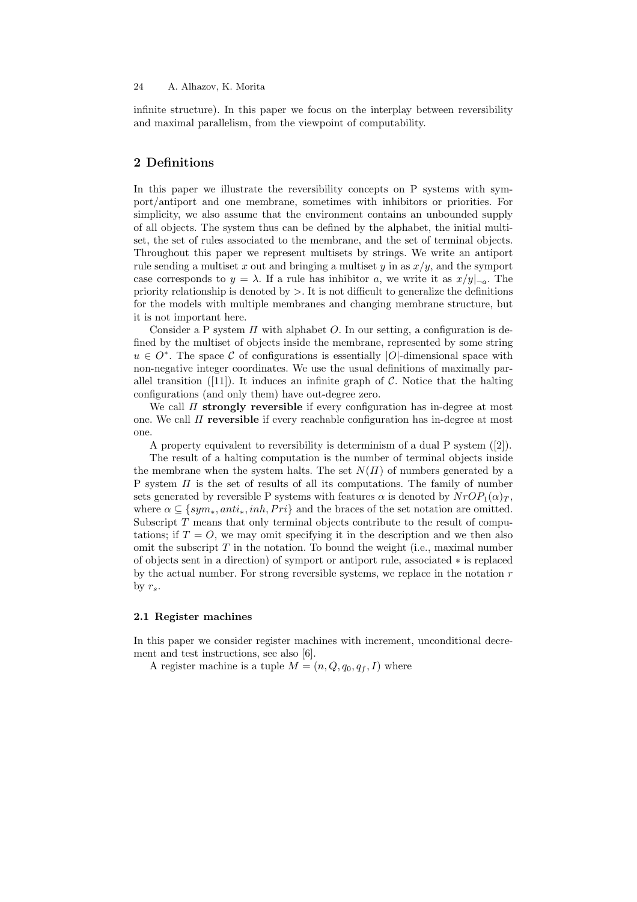infinite structure). In this paper we focus on the interplay between reversibility and maximal parallelism, from the viewpoint of computability.

## 2 Definitions

In this paper we illustrate the reversibility concepts on P systems with symport/antiport and one membrane, sometimes with inhibitors or priorities. For simplicity, we also assume that the environment contains an unbounded supply of all objects. The system thus can be defined by the alphabet, the initial multiset, the set of rules associated to the membrane, and the set of terminal objects. Throughout this paper we represent multisets by strings. We write an antiport rule sending a multiset $x$ out and bringing a multiset $y$ in as $x/y$, and the symport case corresponds to $y = \lambda$. If a rule has inhibitor $a$, we write it as $x/y|_{\neg a}$. The priority relationship is denoted by $>$. It is not difficult to generalize the definitions for the models with multiple membranes and changing membrane structure, but it is not important here.

Consider a P system $\Pi$ with alphabet $O$. In our setting, a configuration is defined by the multiset of objects inside the membrane, represented by some string $u \in O^*$. The space $\mathcal{C}$ of configurations is essentially $|O|$-dimensional space with non-negative integer coordinates. We use the usual definitions of maximally parallel transition ([11]). It induces an infinite graph of $\mathcal{C}$. Notice that the halting configurations (and only them) have out-degree zero.

We call $\Pi$ **strongly reversible** if every configuration has in-degree at most one. We call $\Pi$ **reversible** if every reachable configuration has in-degree at most one.

A property equivalent to reversibility is determinism of a dual P system ([2]).

The result of a halting computation is the number of terminal objects inside the membrane when the system halts. The set $N(\Pi)$ of numbers generated by a P system $\Pi$ is the set of results of all its computations. The family of number sets generated by reversible P systems with features $\alpha$ is denoted by $NrOP_1(\alpha)_T$, where $\alpha \subseteq \{sym_*, anti_*, inh, Pri\}$ and the braces of the set notation are omitted. Subscript $T$ means that only terminal objects contribute to the result of computations; if $T = O$, we may omit specifying it in the description and we then also omit the subscript $T$ in the notation. To bound the weight (i.e., maximal number of objects sent in a direction) of symport or antiport rule, associated $*$ is replaced by the actual number. For strong reversible systems, we replace in the notation $r$ by $r_s$.

### 2.1 Register machines

In this paper we consider register machines with increment, unconditional decrement and test instructions, see also [6].

A register machine is a tuple $M = (n, Q, q_0, q_f, I)$ where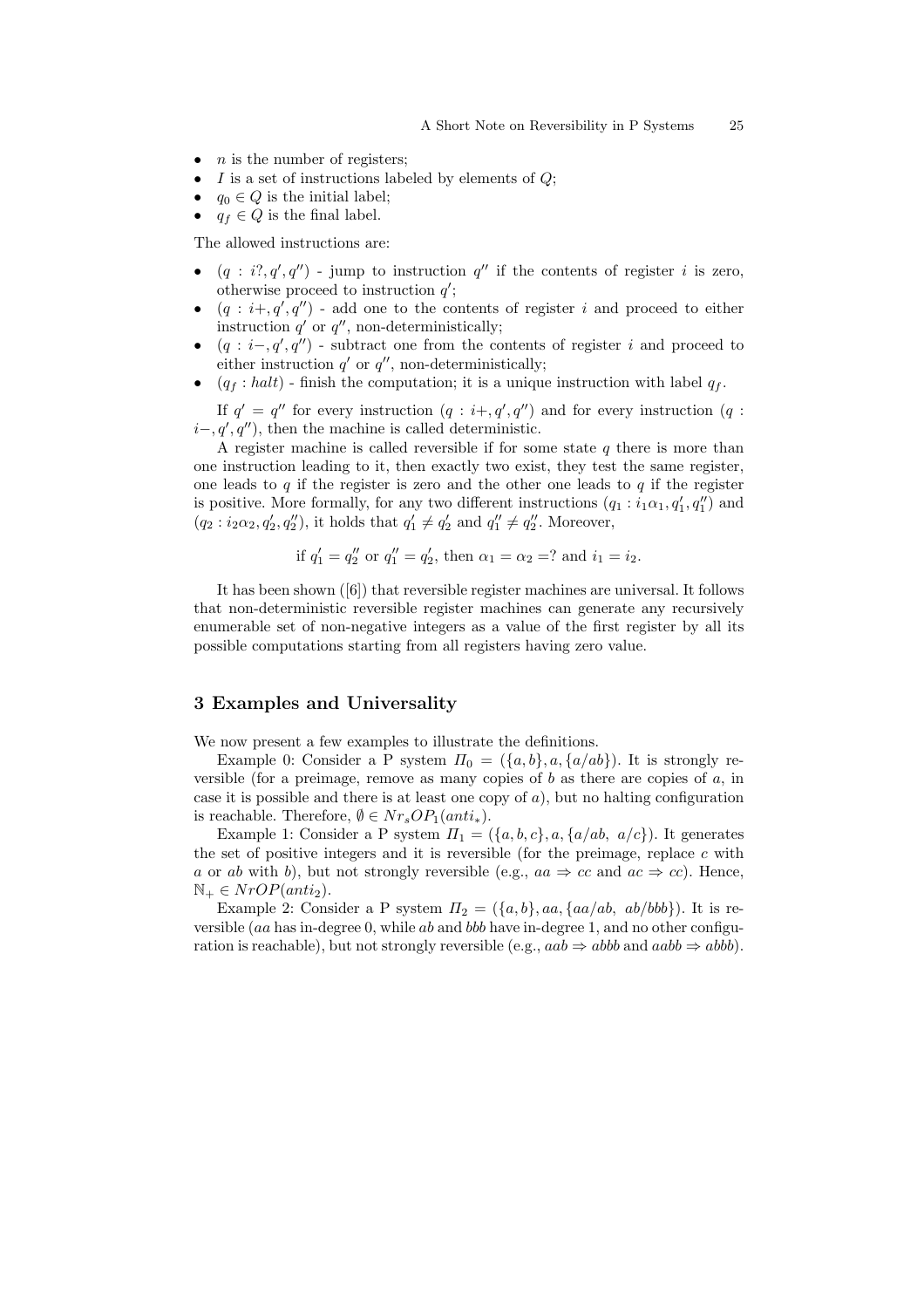- $n$ is the number of registers;
- $I$ is a set of instructions labeled by elements of $Q$;
- $q_0 \in Q$ is the initial label;
- $q_f \in Q$ is the final label.

The allowed instructions are:

- $(q : i?, q', q'')$ - jump to instruction $q''$ if the contents of register $i$ is zero, otherwise proceed to instruction $q'$;
- $(q : i+, q', q'')$ - add one to the contents of register $i$ and proceed to either instruction $q'$ or $q''$, non-deterministically;
- $(q : i-, q', q'')$ - subtract one from the contents of register $i$ and proceed to either instruction $q'$ or $q''$, non-deterministically;
- $(q_f : halt)$ - finish the computation; it is a unique instruction with label $q_f$.

If $q' = q''$ for every instruction $(q : i+, q', q'')$ and for every instruction $(q : i-, q', q'')$, then the machine is called deterministic.

A register machine is called reversible if for some state $q$ there is more than one instruction leading to it, then exactly two exist, they test the same register, one leads to $q$ if the register is zero and the other one leads to $q$ if the register is positive. More formally, for any two different instructions $(q_1 : i_1\alpha_1, q_1', q_1'')$ and $(q_2 : i_2\alpha_2, q_2', q_2'')$, it holds that $q_1' \neq q_2'$ and $q_1'' \neq q_2''$. Moreover,

$$\text{if } q_1' = q_2'' \text{ or } q_1'' = q_2', \text{ then } \alpha_1 = \alpha_2 = ? \text{ and } i_1 = i_2.$$

It has been shown ([6]) that reversible register machines are universal. It follows that non-deterministic reversible register machines can generate any recursively enumerable set of non-negative integers as a value of the first register by all its possible computations starting from all registers having zero value.

## 3 Examples and Universality

We now present a few examples to illustrate the definitions.

Example 0: Consider a P system $\Pi_0 = (\{a, b\}, a, \{a/ab\})$. It is strongly reversible (for a preimage, remove as many copies of $b$ as there are copies of $a$, in case it is possible and there is at least one copy of $a$), but no halting configuration is reachable. Therefore, $\emptyset \in Nr_sOP_1(anti_*)$.

Example 1: Consider a P system $\Pi_1 = (\{a, b, c\}, a, \{a/ab,\ a/c\})$. It generates the set of positive integers and it is reversible (for the preimage, replace $c$ with $a$ or $ab$ with $b$), but not strongly reversible (e.g., $aa \Rightarrow cc$ and $ac \Rightarrow cc$). Hence, $\mathbb{N}_+ \in NrOP(anti_2)$.

Example 2: Consider a P system $\Pi_2 = (\{a, b\}, aa, \{aa/ab,\ ab/bbb\})$. It is reversible ($aa$ has in-degree 0, while $ab$ and $bbb$ have in-degree 1, and no other configuration is reachable), but not strongly reversible (e.g., $aab \Rightarrow abbb$ and $aabb \Rightarrow abbb$).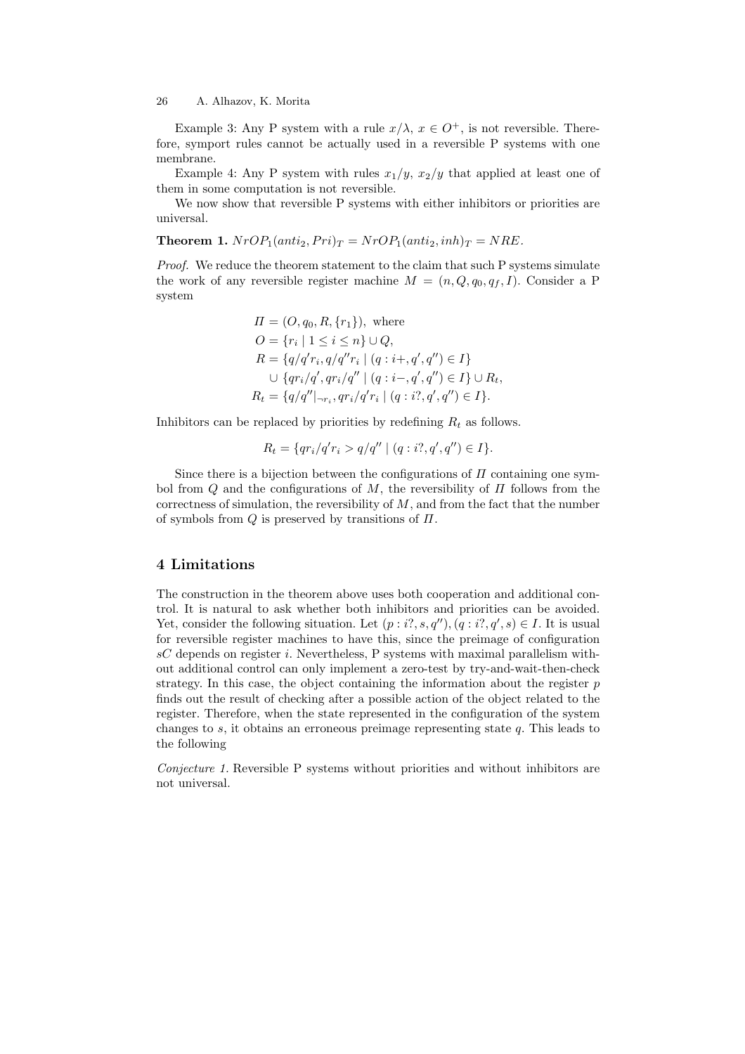Example 3: Any P system with a rule $x/\lambda$, $x \in O^+$, is not reversible. Therefore, symport rules cannot be actually used in a reversible P systems with one membrane.

Example 4: Any P system with rules $x_1/y$, $x_2/y$ that applied at least one of them in some computation is not reversible.

We now show that reversible P systems with either inhibitors or priorities are universal.

**Theorem 1.** $NrOP_1(anti_2, Pri)_T = NrOP_1(anti_2, inh)_T = NRE$.

*Proof.* We reduce the theorem statement to the claim that such P systems simulate the work of any reversible register machine $M = (n, Q, q_0, q_f, I)$. Consider a P system

$$
\begin{aligned}
\Pi &= (O, q_0, R, \{r_1\}), \text{ where} \\
O &= \{r_i \mid 1 \leq i \leq n\} \cup Q, \\
R &= \{q/q'r_i, q/q''r_i \mid (q : i+, q', q'') \in I\} \\
&\quad \cup \{qr_i/q', qr_i/q'' \mid (q : i-, q', q'') \in I\} \cup R_t, \\
R_t &= \{q/q''|_{\neg r_i}, qr_i/q'r_i \mid (q : i?, q', q'') \in I\}.
\end{aligned}
$$

Inhibitors can be replaced by priorities by redefining $R_t$ as follows.

$$
R_t = \{qr_i/q'r_i > q/q'' \mid (q : i?, q', q'') \in I\}.
$$

Since there is a bijection between the configurations of $\Pi$ containing one symbol from $Q$ and the configurations of $M$, the reversibility of $\Pi$ follows from the correctness of simulation, the reversibility of $M$, and from the fact that the number of symbols from $Q$ is preserved by transitions of $\Pi$.

## 4 Limitations

The construction in the theorem above uses both cooperation and additional control. It is natural to ask whether both inhibitors and priorities can be avoided. Yet, consider the following situation. Let $(p : i?, s, q''), (q : i?, q', s) \in I$. It is usual for reversible register machines to have this, since the preimage of configuration $sC$ depends on register $i$. Nevertheless, P systems with maximal parallelism without additional control can only implement a zero-test by try-and-wait-then-check strategy. In this case, the object containing the information about the register $p$ finds out the result of checking after a possible action of the object related to the register. Therefore, when the state represented in the configuration of the system changes to $s$, it obtains an erroneous preimage representing state $q$. This leads to the following

*Conjecture 1.* Reversible P systems without priorities and without inhibitors are not universal.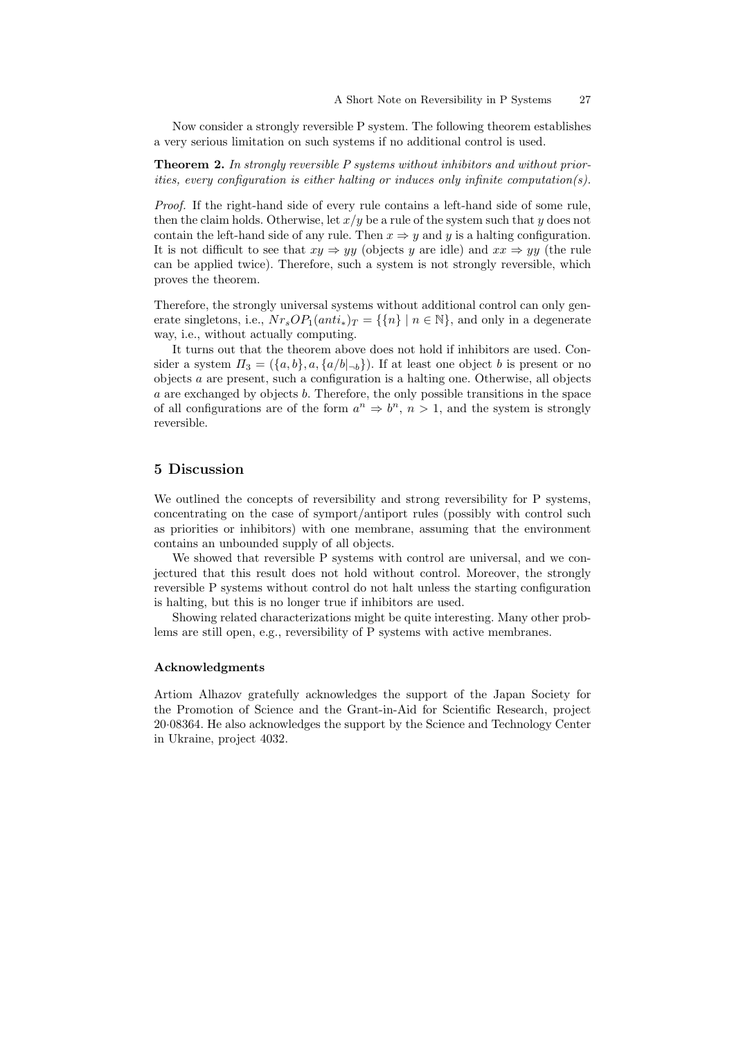Now consider a strongly reversible P system. The following theorem establishes a very serious limitation on such systems if no additional control is used.

**Theorem 2.** *In strongly reversible P systems without inhibitors and without priorities, every configuration is either halting or induces only infinite computation(s).*

*Proof.* If the right-hand side of every rule contains a left-hand side of some rule, then the claim holds. Otherwise, let $x/y$ be a rule of the system such that $y$ does not contain the left-hand side of any rule. Then $x \Rightarrow y$ and $y$ is a halting configuration. It is not difficult to see that $xy \Rightarrow yy$ (objects $y$ are idle) and $xx \Rightarrow yy$ (the rule can be applied twice). Therefore, such a system is not strongly reversible, which proves the theorem.

Therefore, the strongly universal systems without additional control can only generate singletons, i.e., $Nr_sOP_1(anti_*)_T = \{\{n\} \mid n \in \mathbb{N}\}$, and only in a degenerate way, i.e., without actually computing.

It turns out that the theorem above does not hold if inhibitors are used. Consider a system $\Pi_3 = (\{a, b\}, a, \{a/b|_{\neg b}\})$. If at least one object $b$ is present or no objects $a$ are present, such a configuration is a halting one. Otherwise, all objects $a$ are exchanged by objects $b$. Therefore, the only possible transitions in the space of all configurations are of the form $a^n \Rightarrow b^n$, $n > 1$, and the system is strongly reversible.

## 5 Discussion

We outlined the concepts of reversibility and strong reversibility for P systems, concentrating on the case of symport/antiport rules (possibly with control such as priorities or inhibitors) with one membrane, assuming that the environment contains an unbounded supply of all objects.

We showed that reversible P systems with control are universal, and we conjectured that this result does not hold without control. Moreover, the strongly reversible P systems without control do not halt unless the starting configuration is halting, but this is no longer true if inhibitors are used.

Showing related characterizations might be quite interesting. Many other problems are still open, e.g., reversibility of P systems with active membranes.

### Acknowledgments

Artiom Alhazov gratefully acknowledges the support of the Japan Society for the Promotion of Science and the Grant-in-Aid for Scientific Research, project 20·08364. He also acknowledges the support by the Science and Technology Center in Ukraine, project 4032.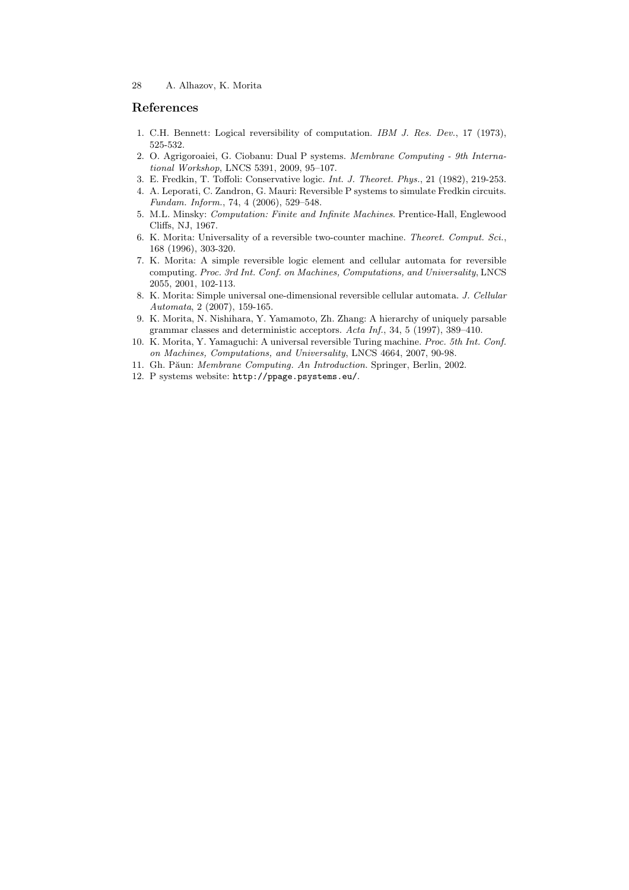## References

1. C.H. Bennett: Logical reversibility of computation. *IBM J. Res. Dev.*, 17 (1973), 525-532.
2. O. Agrigoroaiei, G. Ciobanu: Dual P systems. *Membrane Computing - 9th International Workshop*, LNCS 5391, 2009, 95–107.
3. E. Fredkin, T. Toffoli: Conservative logic. *Int. J. Theoret. Phys.*, 21 (1982), 219-253.
4. A. Leporati, C. Zandron, G. Mauri: Reversible P systems to simulate Fredkin circuits. *Fundam. Inform.*, 74, 4 (2006), 529–548.
5. M.L. Minsky: *Computation: Finite and Infinite Machines*. Prentice-Hall, Englewood Cliffs, NJ, 1967.
6. K. Morita: Universality of a reversible two-counter machine. *Theoret. Comput. Sci.*, 168 (1996), 303-320.
7. K. Morita: A simple reversible logic element and cellular automata for reversible computing. *Proc. 3rd Int. Conf. on Machines, Computations, and Universality*, LNCS 2055, 2001, 102-113.
8. K. Morita: Simple universal one-dimensional reversible cellular automata. *J. Cellular Automata*, 2 (2007), 159-165.
9. K. Morita, N. Nishihara, Y. Yamamoto, Zh. Zhang: A hierarchy of uniquely parsable grammar classes and deterministic acceptors. *Acta Inf.*, 34, 5 (1997), 389–410.
10. K. Morita, Y. Yamaguchi: A universal reversible Turing machine. *Proc. 5th Int. Conf. on Machines, Computations, and Universality*, LNCS 4664, 2007, 90-98.
11. Gh. Păun: *Membrane Computing. An Introduction*. Springer, Berlin, 2002.
12. P systems website: `http://ppage.psystems.eu/`.